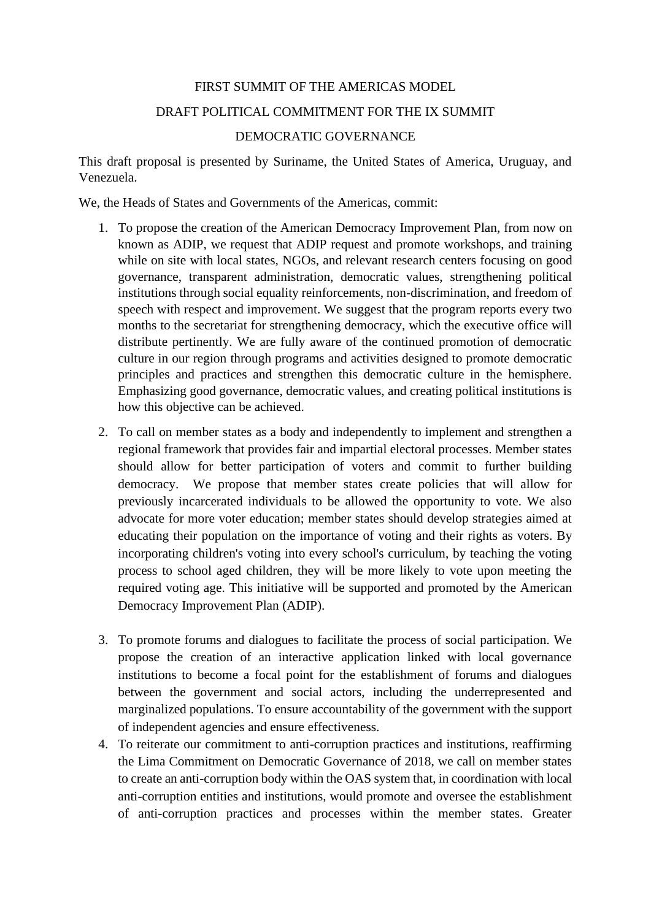FIRST SUMMIT OF THE AMERICAS MODEL

DRAFT POLITICAL COMMITMENT FOR THE IX SUMMIT

DEMOCRATIC GOVERNANCE

This draft proposal is presented by Suriname, the United States of America, Uruguay, and Venezuela.

We, the Heads of States and Governments of the Americas, commit:

1. To propose the creation of the American Democracy Improvement Plan, from now on known as ADIP, we request that ADIP request and promote workshops, and training while on site with local states, NGOs, and relevant research centers focusing on good governance, transparent administration, democratic values, strengthening political institutions through social equality reinforcements, non-discrimination, and freedom of speech with respect and improvement. We suggest that the program reports every two months to the secretariat for strengthening democracy, which the executive office will distribute pertinently. We are fully aware of the continued promotion of democratic culture in our region through programs and activities designed to promote democratic principles and practices and strengthen this democratic culture in the hemisphere. Emphasizing good governance, democratic values, and creating political institutions is how this objective can be achieved.

2. To call on member states as a body and independently to implement and strengthen a regional framework that provides fair and impartial electoral processes. Member states should allow for better participation of voters and commit to further building democracy. We propose that member states create policies that will allow for previously incarcerated individuals to be allowed the opportunity to vote. We also advocate for more voter education; member states should develop strategies aimed at educating their population on the importance of voting and their rights as voters. By incorporating children's voting into every school's curriculum, by teaching the voting process to school aged children, they will be more likely to vote upon meeting the required voting age. This initiative will be supported and promoted by the American Democracy Improvement Plan (ADIP).

3. To promote forums and dialogues to facilitate the process of social participation. We propose the creation of an interactive application linked with local governance institutions to become a focal point for the establishment of forums and dialogues between the government and social actors, including the underrepresented and marginalized populations. To ensure accountability of the government with the support of independent agencies and ensure effectiveness.

4. To reiterate our commitment to anti-corruption practices and institutions, reaffirming the Lima Commitment on Democratic Governance of 2018, we call on member states to create an anti-corruption body within the OAS system that, in coordination with local anti-corruption entities and institutions, would promote and oversee the establishment of anti-corruption practices and processes within the member states. Greater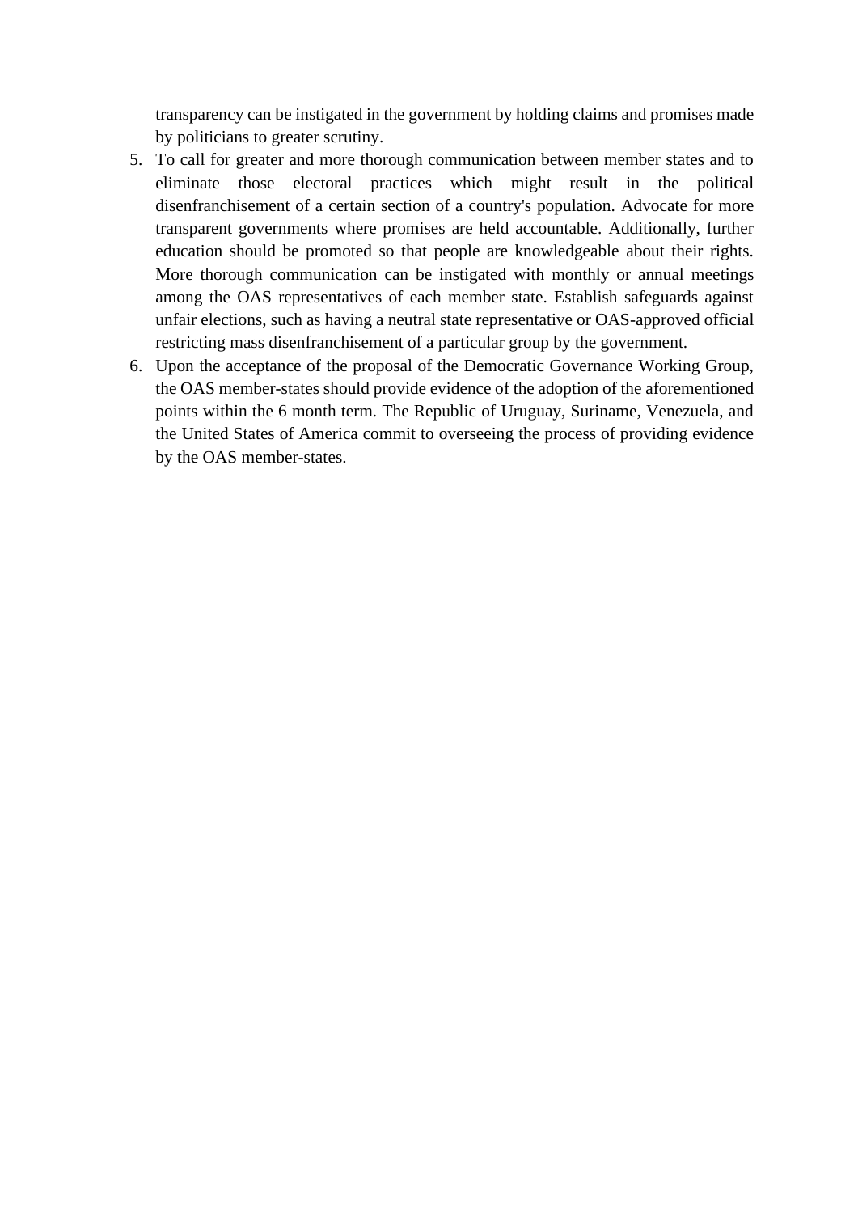transparency can be instigated in the government by holding claims and promises made by politicians to greater scrutiny.

5. To call for greater and more thorough communication between member states and to eliminate those electoral practices which might result in the political disenfranchisement of a certain section of a country's population. Advocate for more transparent governments where promises are held accountable. Additionally, further education should be promoted so that people are knowledgeable about their rights. More thorough communication can be instigated with monthly or annual meetings among the OAS representatives of each member state. Establish safeguards against unfair elections, such as having a neutral state representative or OAS-approved official restricting mass disenfranchisement of a particular group by the government.
6. Upon the acceptance of the proposal of the Democratic Governance Working Group, the OAS member-states should provide evidence of the adoption of the aforementioned points within the 6 month term. The Republic of Uruguay, Suriname, Venezuela, and the United States of America commit to overseeing the process of providing evidence by the OAS member-states.